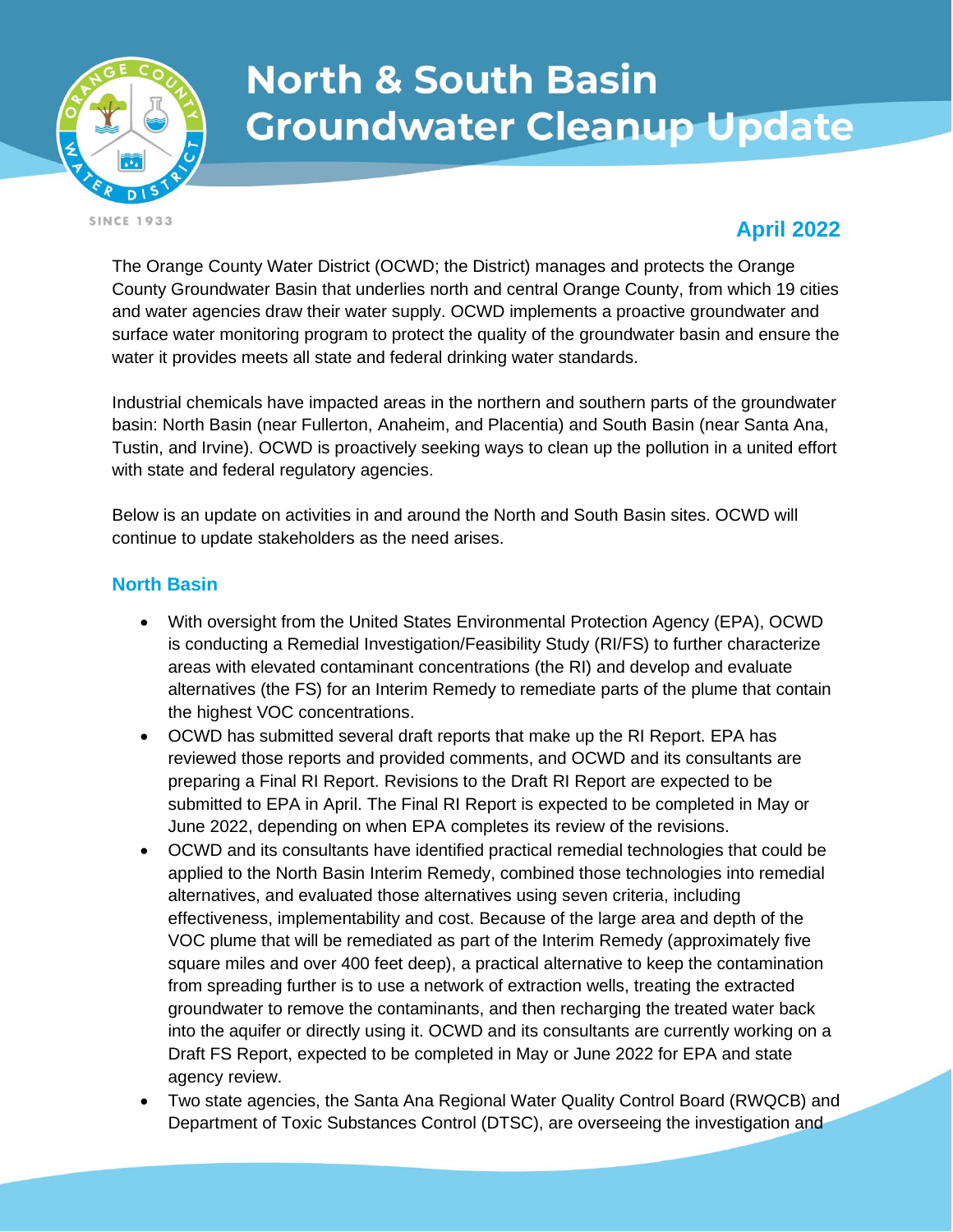# North & South Basin Groundwater Cleanup Update

**April 2022**

The Orange County Water District (OCWD; the District) manages and protects the Orange County Groundwater Basin that underlies north and central Orange County, from which 19 cities and water agencies draw their water supply. OCWD implements a proactive groundwater and surface water monitoring program to protect the quality of the groundwater basin and ensure the water it provides meets all state and federal drinking water standards.

Industrial chemicals have impacted areas in the northern and southern parts of the groundwater basin: North Basin (near Fullerton, Anaheim, and Placentia) and South Basin (near Santa Ana, Tustin, and Irvine). OCWD is proactively seeking ways to clean up the pollution in a united effort with state and federal regulatory agencies.

Below is an update on activities in and around the North and South Basin sites. OCWD will continue to update stakeholders as the need arises.

## North Basin

- With oversight from the United States Environmental Protection Agency (EPA), OCWD is conducting a Remedial Investigation/Feasibility Study (RI/FS) to further characterize areas with elevated contaminant concentrations (the RI) and develop and evaluate alternatives (the FS) for an Interim Remedy to remediate parts of the plume that contain the highest VOC concentrations.
- OCWD has submitted several draft reports that make up the RI Report. EPA has reviewed those reports and provided comments, and OCWD and its consultants are preparing a Final RI Report. Revisions to the Draft RI Report are expected to be submitted to EPA in April. The Final RI Report is expected to be completed in May or June 2022, depending on when EPA completes its review of the revisions.
- OCWD and its consultants have identified practical remedial technologies that could be applied to the North Basin Interim Remedy, combined those technologies into remedial alternatives, and evaluated those alternatives using seven criteria, including effectiveness, implementability and cost. Because of the large area and depth of the VOC plume that will be remediated as part of the Interim Remedy (approximately five square miles and over 400 feet deep), a practical alternative to keep the contamination from spreading further is to use a network of extraction wells, treating the extracted groundwater to remove the contaminants, and then recharging the treated water back into the aquifer or directly using it. OCWD and its consultants are currently working on a Draft FS Report, expected to be completed in May or June 2022 for EPA and state agency review.
- Two state agencies, the Santa Ana Regional Water Quality Control Board (RWQCB) and Department of Toxic Substances Control (DTSC), are overseeing the investigation and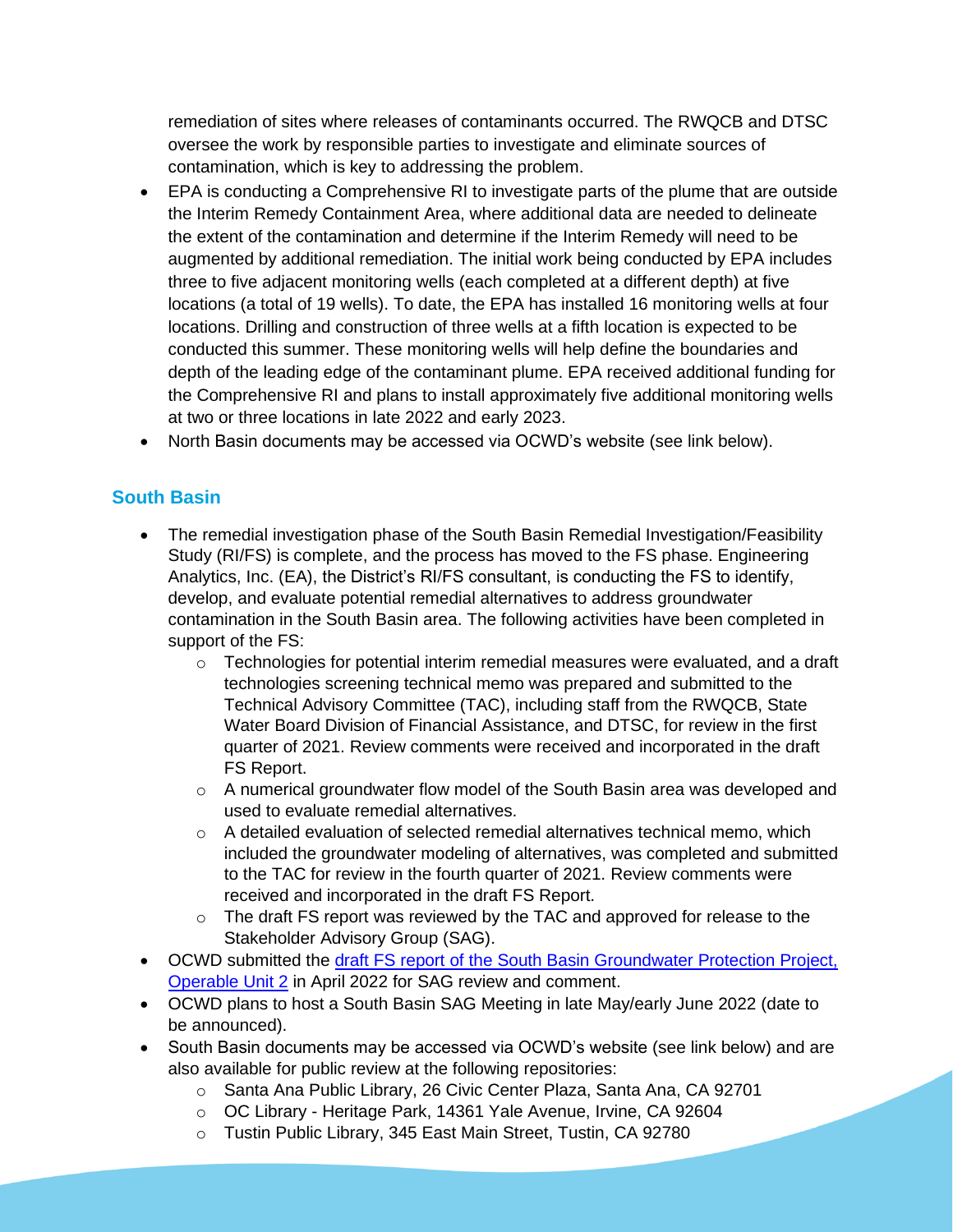remediation of sites where releases of contaminants occurred. The RWQCB and DTSC oversee the work by responsible parties to investigate and eliminate sources of contamination, which is key to addressing the problem.

- EPA is conducting a Comprehensive RI to investigate parts of the plume that are outside the Interim Remedy Containment Area, where additional data are needed to delineate the extent of the contamination and determine if the Interim Remedy will need to be augmented by additional remediation. The initial work being conducted by EPA includes three to five adjacent monitoring wells (each completed at a different depth) at five locations (a total of 19 wells). To date, the EPA has installed 16 monitoring wells at four locations. Drilling and construction of three wells at a fifth location is expected to be conducted this summer. These monitoring wells will help define the boundaries and depth of the leading edge of the contaminant plume. EPA received additional funding for the Comprehensive RI and plans to install approximately five additional monitoring wells at two or three locations in late 2022 and early 2023.
- North Basin documents may be accessed via OCWD's website (see link below).

## South Basin

- The remedial investigation phase of the South Basin Remedial Investigation/Feasibility Study (RI/FS) is complete, and the process has moved to the FS phase. Engineering Analytics, Inc. (EA), the District's RI/FS consultant, is conducting the FS to identify, develop, and evaluate potential remedial alternatives to address groundwater contamination in the South Basin area. The following activities have been completed in support of the FS:
  - Technologies for potential interim remedial measures were evaluated, and a draft technologies screening technical memo was prepared and submitted to the Technical Advisory Committee (TAC), including staff from the RWQCB, State Water Board Division of Financial Assistance, and DTSC, for review in the first quarter of 2021. Review comments were received and incorporated in the draft FS Report.
  - A numerical groundwater flow model of the South Basin area was developed and used to evaluate remedial alternatives.
  - A detailed evaluation of selected remedial alternatives technical memo, which included the groundwater modeling of alternatives, was completed and submitted to the TAC for review in the fourth quarter of 2021. Review comments were received and incorporated in the draft FS Report.
  - The draft FS report was reviewed by the TAC and approved for release to the Stakeholder Advisory Group (SAG).
- OCWD submitted the draft FS report of the South Basin Groundwater Protection Project, Operable Unit 2 in April 2022 for SAG review and comment.
- OCWD plans to host a South Basin SAG Meeting in late May/early June 2022 (date to be announced).
- South Basin documents may be accessed via OCWD's website (see link below) and are also available for public review at the following repositories:
  - Santa Ana Public Library, 26 Civic Center Plaza, Santa Ana, CA 92701
  - OC Library - Heritage Park, 14361 Yale Avenue, Irvine, CA 92604
  - Tustin Public Library, 345 East Main Street, Tustin, CA 92780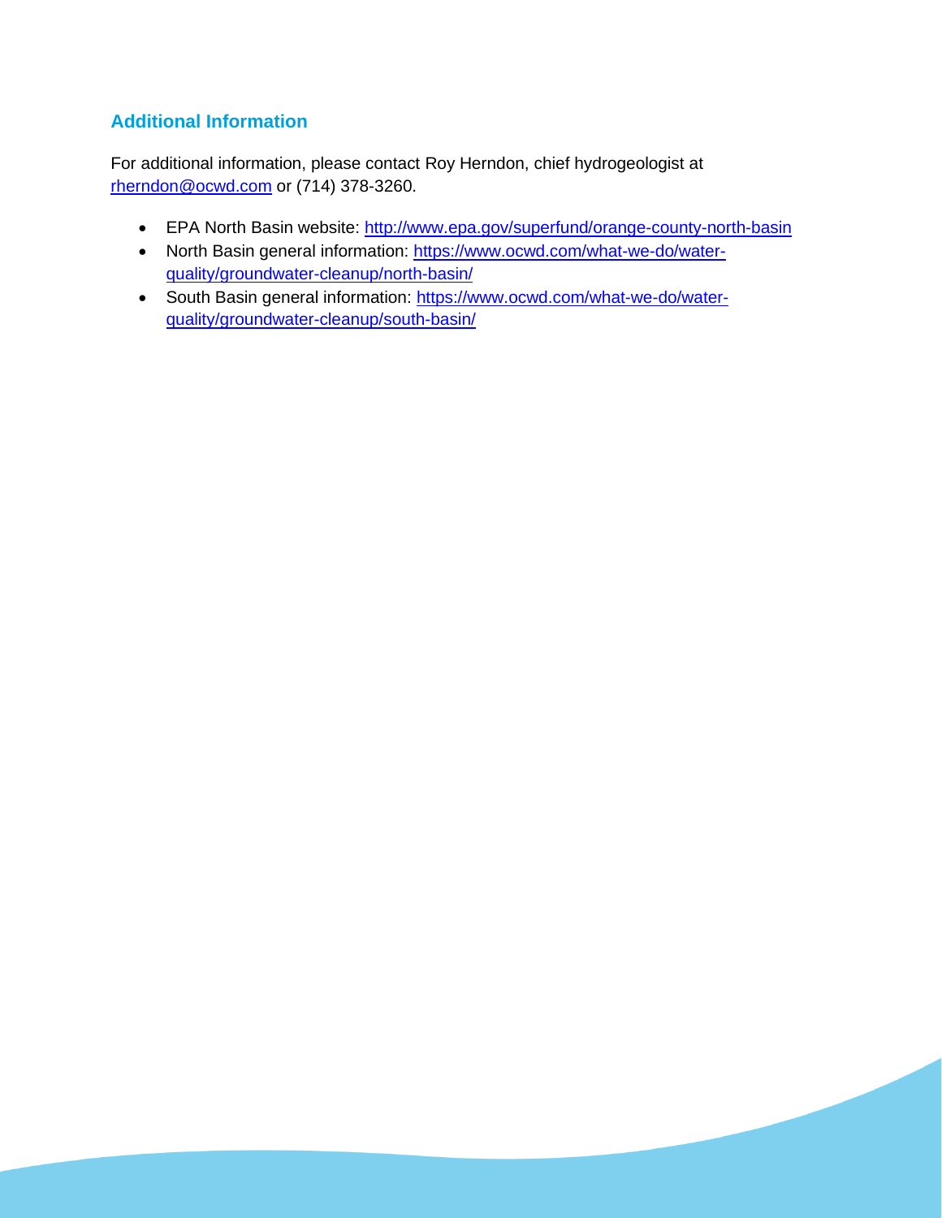## Additional Information

For additional information, please contact Roy Herndon, chief hydrogeologist at rherndon@ocwd.com or (714) 378-3260.

- EPA North Basin website: http://www.epa.gov/superfund/orange-county-north-basin
- North Basin general information: https://www.ocwd.com/what-we-do/water-quality/groundwater-cleanup/north-basin/
- South Basin general information: https://www.ocwd.com/what-we-do/water-quality/groundwater-cleanup/south-basin/